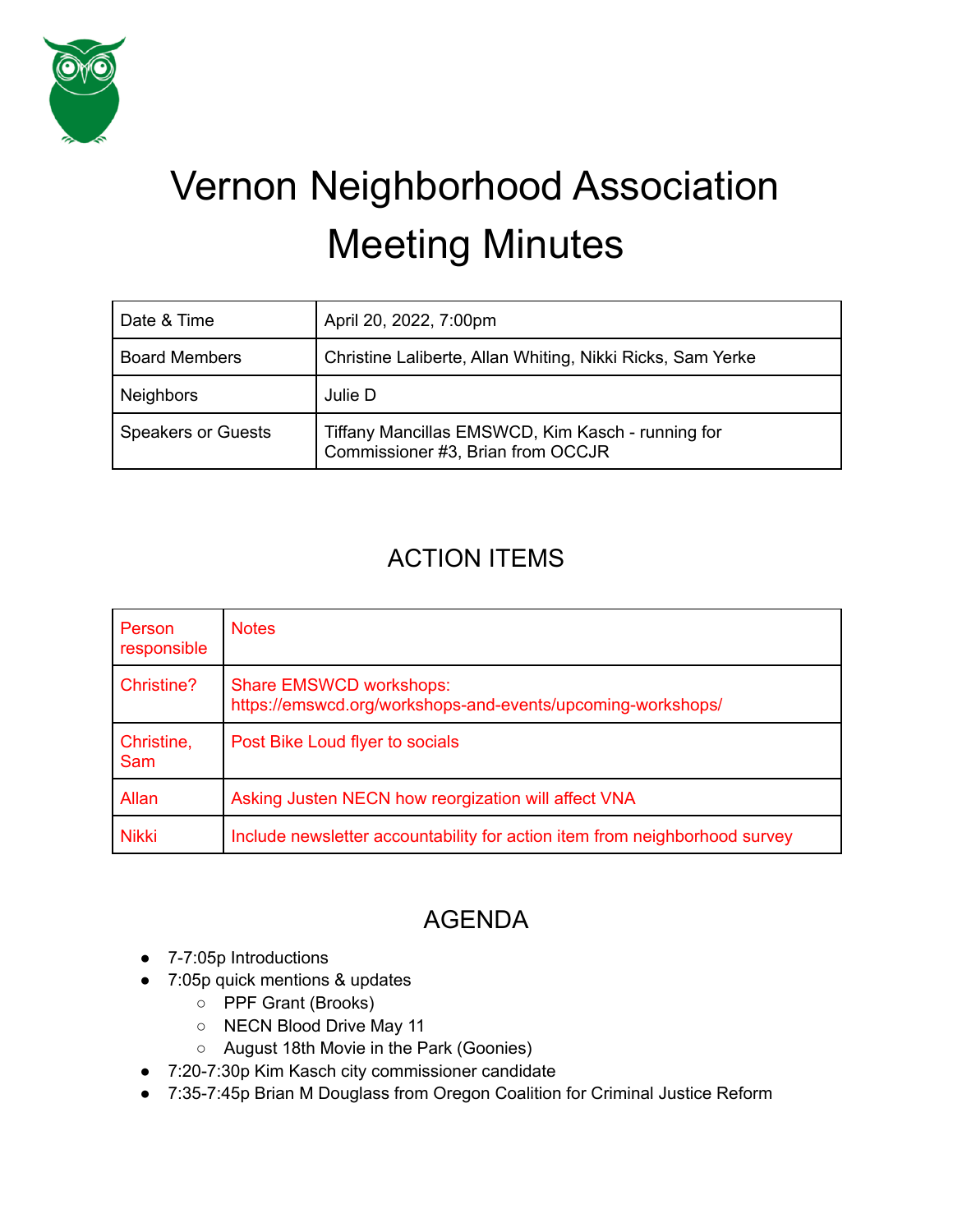# Vernon Neighborhood Association Meeting Minutes

| Date & Time | April 20, 2022, 7:00pm |
|---|---|
| Board Members | Christine Laliberte, Allan Whiting, Nikki Ricks, Sam Yerke |
| Neighbors | Julie D |
| Speakers or Guests | Tiffany Mancillas EMSWCD, Kim Kasch - running for Commissioner #3, Brian from OCCJR |

## ACTION ITEMS

| Person responsible | Notes |
|---|---|
| Christine? | Share EMSWCD workshops: https://emswcd.org/workshops-and-events/upcoming-workshops/ |
| Christine, Sam | Post Bike Loud flyer to socials |
| Allan | Asking Justen NECN how reorgization will affect VNA |
| Nikki | Include newsletter accountability for action item from neighborhood survey |

## AGENDA

- 7-7:05p Introductions
- 7:05p quick mentions & updates
  - PPF Grant (Brooks)
  - NECN Blood Drive May 11
  - August 18th Movie in the Park (Goonies)
- 7:20-7:30p Kim Kasch city commissioner candidate
- 7:35-7:45p Brian M Douglass from Oregon Coalition for Criminal Justice Reform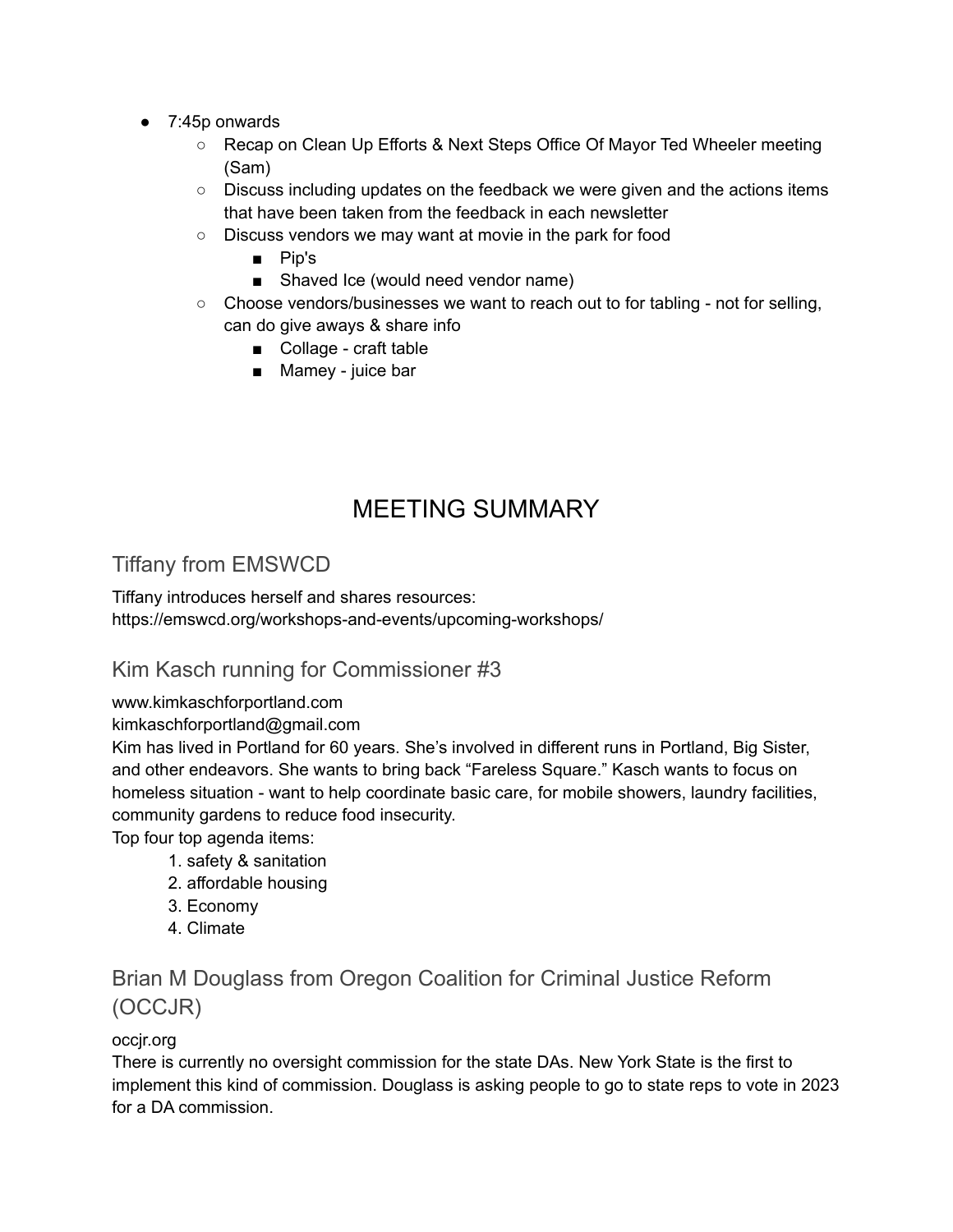- 7:45p onwards
  - Recap on Clean Up Efforts & Next Steps Office Of Mayor Ted Wheeler meeting (Sam)
  - Discuss including updates on the feedback we were given and the actions items that have been taken from the feedback in each newsletter
  - Discuss vendors we may want at movie in the park for food
    - Pip's
    - Shaved Ice (would need vendor name)
  - Choose vendors/businesses we want to reach out to for tabling - not for selling, can do give aways & share info
    - Collage - craft table
    - Mamey - juice bar

# MEETING SUMMARY

## Tiffany from EMSWCD

Tiffany introduces herself and shares resources:
https://emswcd.org/workshops-and-events/upcoming-workshops/

## Kim Kasch running for Commissioner #3

www.kimkaschforportland.com
kimkaschforportland@gmail.com
Kim has lived in Portland for 60 years. She's involved in different runs in Portland, Big Sister, and other endeavors. She wants to bring back "Fareless Square." Kasch wants to focus on homeless situation - want to help coordinate basic care, for mobile showers, laundry facilities, community gardens to reduce food insecurity.
Top four top agenda items:

1. safety & sanitation
2. affordable housing
3. Economy
4. Climate

## Brian M Douglass from Oregon Coalition for Criminal Justice Reform (OCCJR)

occjr.org
There is currently no oversight commission for the state DAs. New York State is the first to implement this kind of commission. Douglass is asking people to go to state reps to vote in 2023 for a DA commission.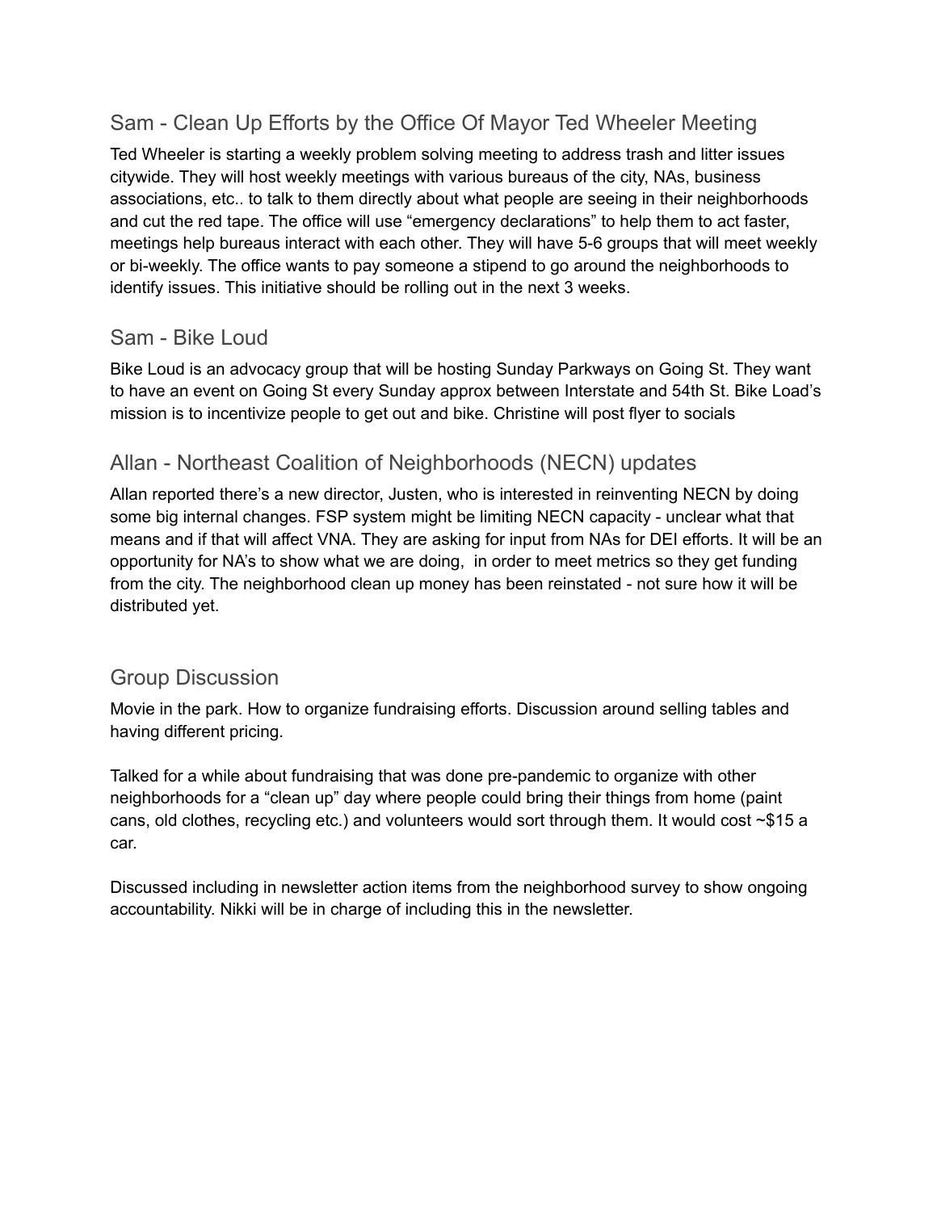## Sam - Clean Up Efforts by the Office Of Mayor Ted Wheeler Meeting

Ted Wheeler is starting a weekly problem solving meeting to address trash and litter issues citywide. They will host weekly meetings with various bureaus of the city, NAs, business associations, etc.. to talk to them directly about what people are seeing in their neighborhoods and cut the red tape. The office will use "emergency declarations" to help them to act faster, meetings help bureaus interact with each other. They will have 5-6 groups that will meet weekly or bi-weekly. The office wants to pay someone a stipend to go around the neighborhoods to identify issues. This initiative should be rolling out in the next 3 weeks.

## Sam - Bike Loud

Bike Loud is an advocacy group that will be hosting Sunday Parkways on Going St. They want to have an event on Going St every Sunday approx between Interstate and 54th St. Bike Load's mission is to incentivize people to get out and bike. Christine will post flyer to socials

## Allan - Northeast Coalition of Neighborhoods (NECN) updates

Allan reported there's a new director, Justen, who is interested in reinventing NECN by doing some big internal changes. FSP system might be limiting NECN capacity - unclear what that means and if that will affect VNA. They are asking for input from NAs for DEI efforts. It will be an opportunity for NA's to show what we are doing, in order to meet metrics so they get funding from the city. The neighborhood clean up money has been reinstated - not sure how it will be distributed yet.

## Group Discussion

Movie in the park. How to organize fundraising efforts. Discussion around selling tables and having different pricing.

Talked for a while about fundraising that was done pre-pandemic to organize with other neighborhoods for a "clean up" day where people could bring their things from home (paint cans, old clothes, recycling etc.) and volunteers would sort through them. It would cost ~$15 a car.

Discussed including in newsletter action items from the neighborhood survey to show ongoing accountability. Nikki will be in charge of including this in the newsletter.